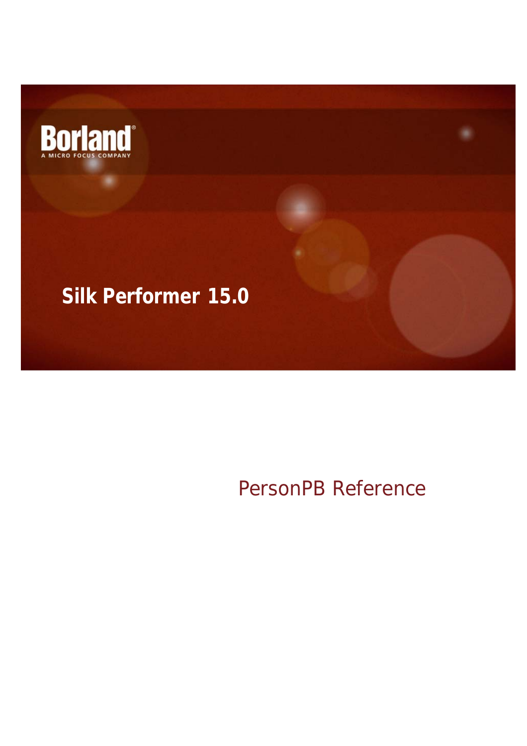Borland

A MICRO FOCUS COMPANY

# Silk Performer 15.0

## PersonPB Reference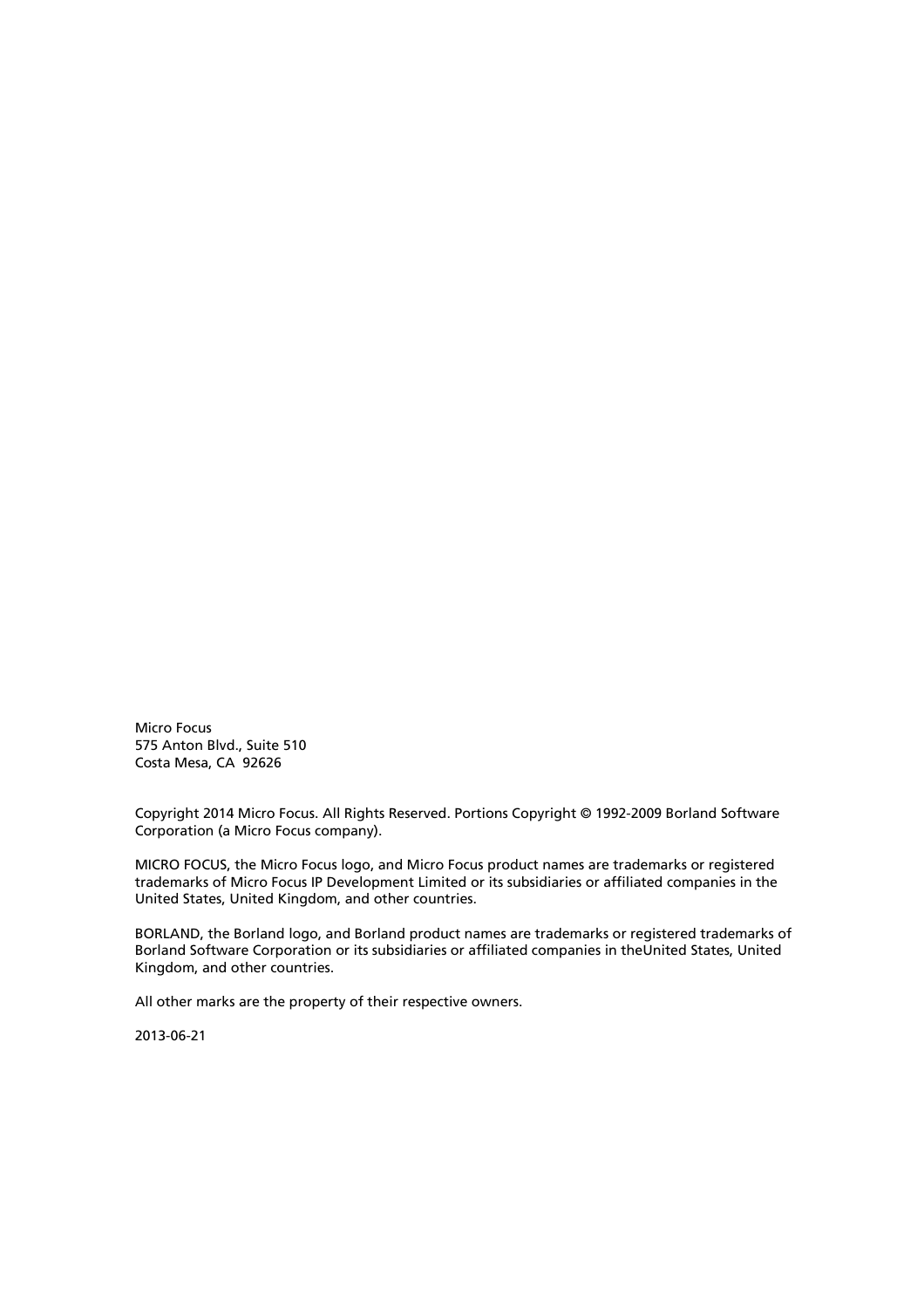Micro Focus
575 Anton Blvd., Suite 510
Costa Mesa, CA 92626

Copyright 2014 Micro Focus. All Rights Reserved. Portions Copyright © 1992-2009 Borland Software Corporation (a Micro Focus company).

MICRO FOCUS, the Micro Focus logo, and Micro Focus product names are trademarks or registered trademarks of Micro Focus IP Development Limited or its subsidiaries or affiliated companies in the United States, United Kingdom, and other countries.

BORLAND, the Borland logo, and Borland product names are trademarks or registered trademarks of Borland Software Corporation or its subsidiaries or affiliated companies in theUnited States, United Kingdom, and other countries.

All other marks are the property of their respective owners.

2013-06-21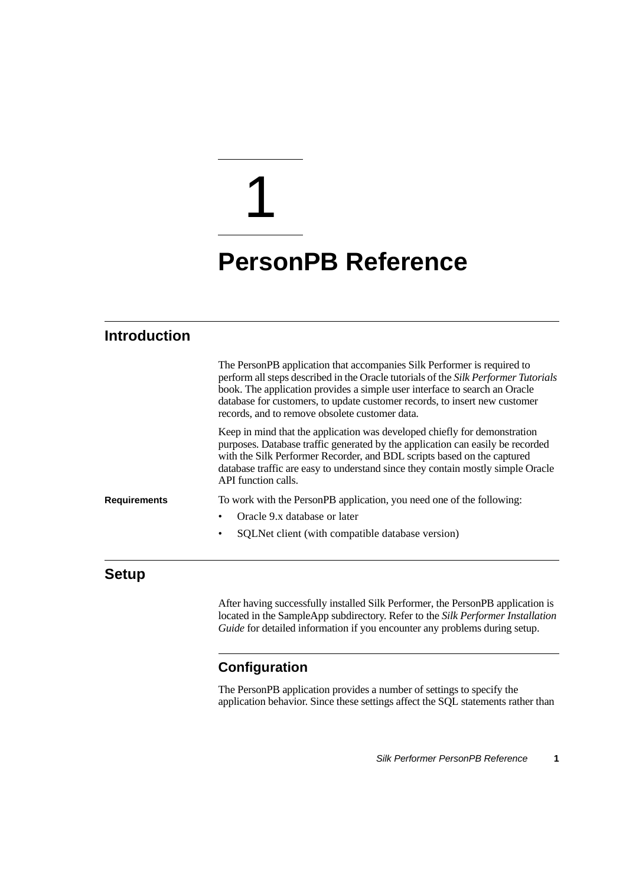# 1

# PersonPB Reference

## Introduction

The PersonPB application that accompanies Silk Performer is required to perform all steps described in the Oracle tutorials of the *Silk Performer Tutorials* book. The application provides a simple user interface to search an Oracle database for customers, to update customer records, to insert new customer records, and to remove obsolete customer data.

Keep in mind that the application was developed chiefly for demonstration purposes. Database traffic generated by the application can easily be recorded with the Silk Performer Recorder, and BDL scripts based on the captured database traffic are easy to understand since they contain mostly simple Oracle API function calls.

**Requirements**

To work with the PersonPB application, you need one of the following:

- Oracle 9.x database or later
- SQLNet client (with compatible database version)

## Setup

After having successfully installed Silk Performer, the PersonPB application is located in the SampleApp subdirectory. Refer to the *Silk Performer Installation Guide* for detailed information if you encounter any problems during setup.

### Configuration

The PersonPB application provides a number of settings to specify the application behavior. Since these settings affect the SQL statements rather than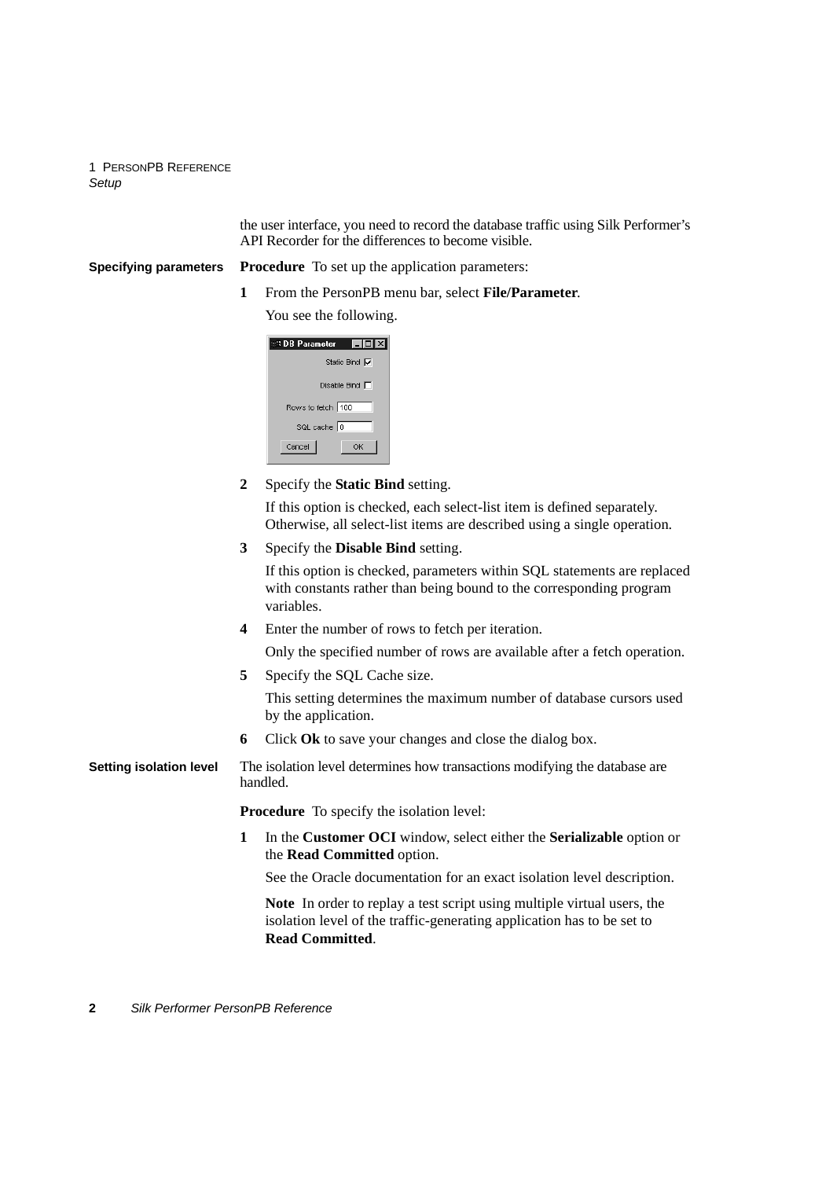the user interface, you need to record the database traffic using Silk Performer's API Recorder for the differences to become visible.

**Specifying parameters**

**Procedure** To set up the application parameters:

1. From the PersonPB menu bar, select **File/Parameter**.

   You see the following.

2. Specify the **Static Bind** setting.

   If this option is checked, each select-list item is defined separately. Otherwise, all select-list items are described using a single operation.

3. Specify the **Disable Bind** setting.

   If this option is checked, parameters within SQL statements are replaced with constants rather than being bound to the corresponding program variables.

4. Enter the number of rows to fetch per iteration.

   Only the specified number of rows are available after a fetch operation.

5. Specify the SQL Cache size.

   This setting determines the maximum number of database cursors used by the application.

6. Click **Ok** to save your changes and close the dialog box.

**Setting isolation level**

The isolation level determines how transactions modifying the database are handled.

**Procedure** To specify the isolation level:

1. In the **Customer OCI** window, select either the **Serializable** option or the **Read Committed** option.

   See the Oracle documentation for an exact isolation level description.

   **Note** In order to replay a test script using multiple virtual users, the isolation level of the traffic-generating application has to be set to **Read Committed**.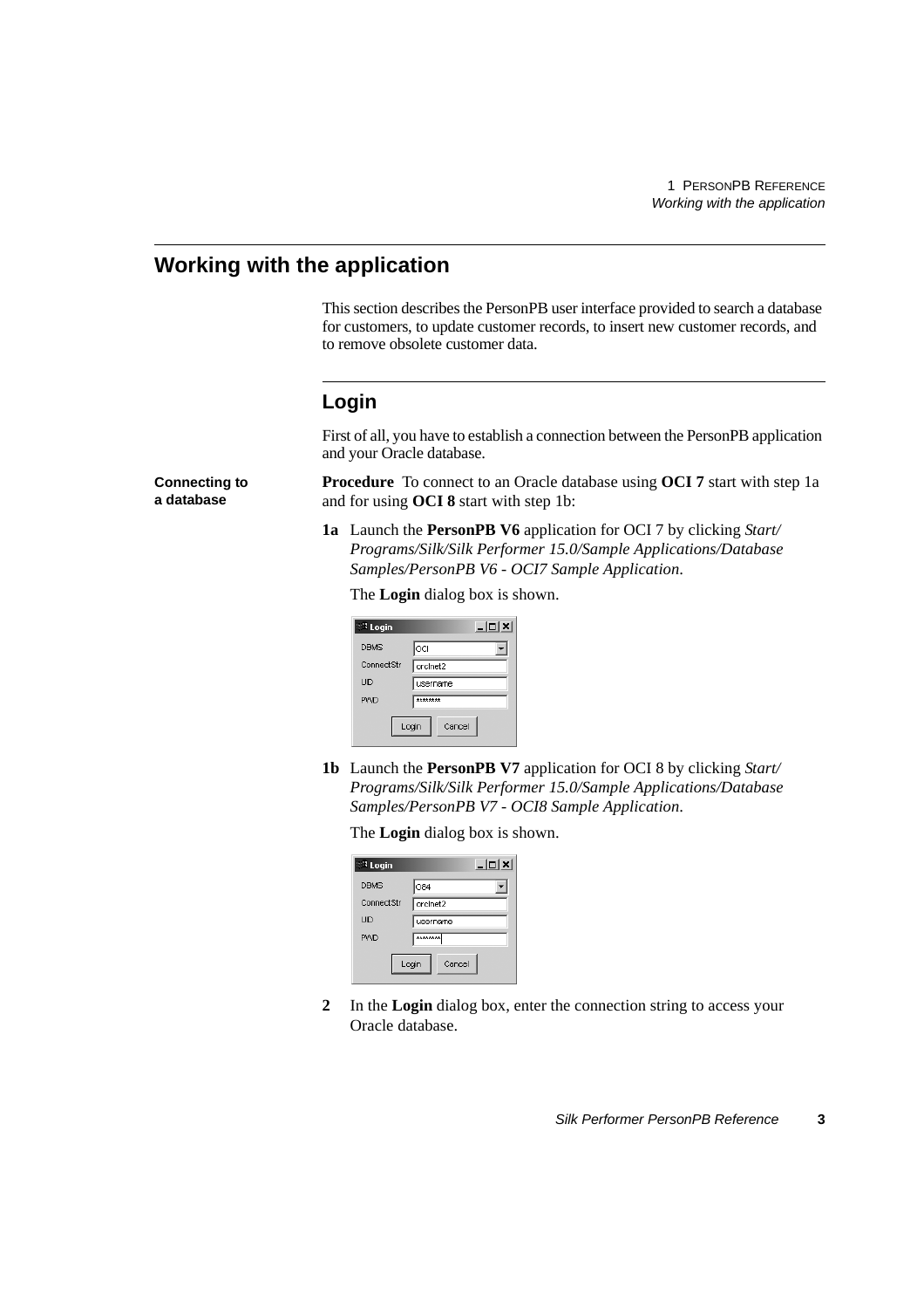## Working with the application

This section describes the PersonPB user interface provided to search a database for customers, to update customer records, to insert new customer records, and to remove obsolete customer data.

### Login

First of all, you have to establish a connection between the PersonPB application and your Oracle database.

**Connecting to a database**

**Procedure** To connect to an Oracle database using **OCI 7** start with step 1a and for using **OCI 8** start with step 1b:

**1a** Launch the **PersonPB V6** application for OCI 7 by clicking *Start/ Programs/Silk/Silk Performer 15.0/Sample Applications/Database Samples/PersonPB V6 - OCI7 Sample Application*.

The **Login** dialog box is shown.

**1b** Launch the **PersonPB V7** application for OCI 8 by clicking *Start/ Programs/Silk/Silk Performer 15.0/Sample Applications/Database Samples/PersonPB V7 - OCI8 Sample Application*.

The **Login** dialog box is shown.

**2** In the **Login** dialog box, enter the connection string to access your Oracle database.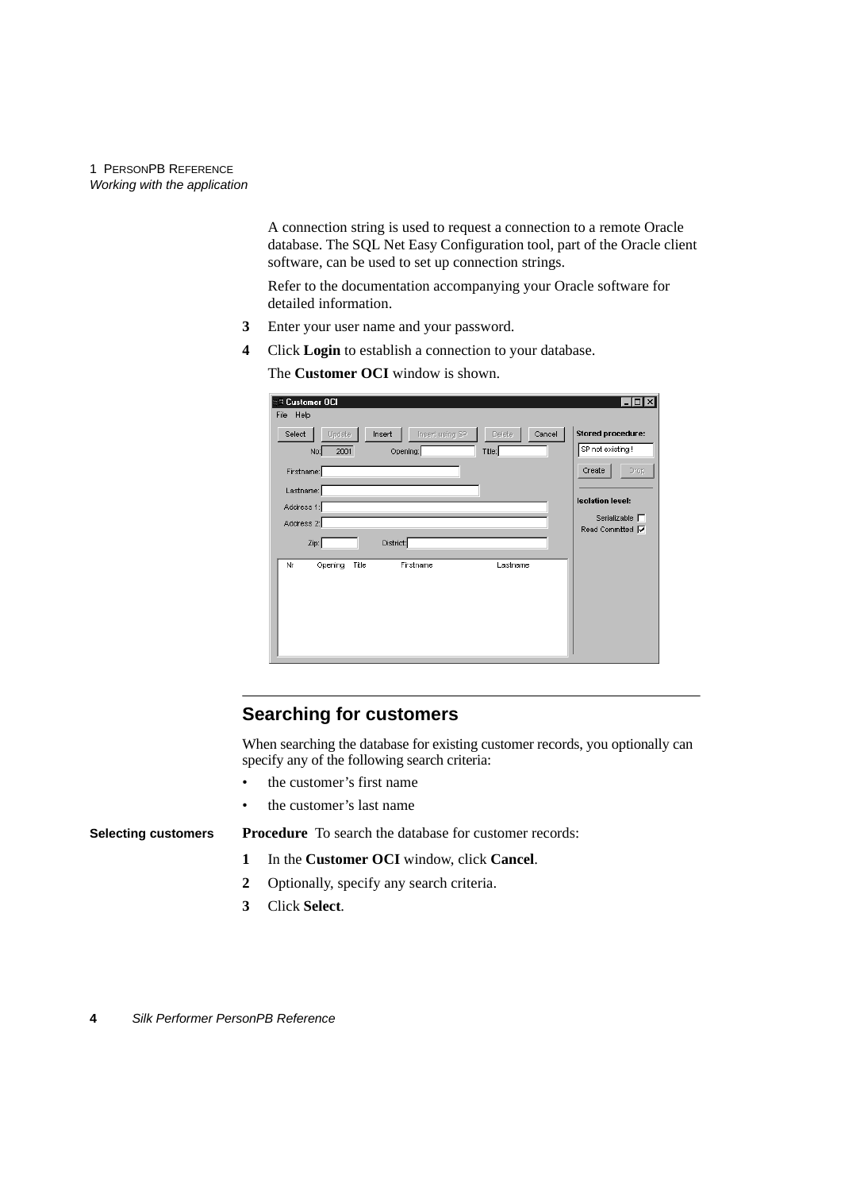A connection string is used to request a connection to a remote Oracle database. The SQL Net Easy Configuration tool, part of the Oracle client software, can be used to set up connection strings.

Refer to the documentation accompanying your Oracle software for detailed information.

3. Enter your user name and your password.
4. Click **Login** to establish a connection to your database.

   The **Customer OCI** window is shown.

## Searching for customers

When searching the database for existing customer records, you optionally can specify any of the following search criteria:

- the customer's first name
- the customer's last name

**Selecting customers**

**Procedure** To search the database for customer records:

1. In the **Customer OCI** window, click **Cancel**.
2. Optionally, specify any search criteria.
3. Click **Select**.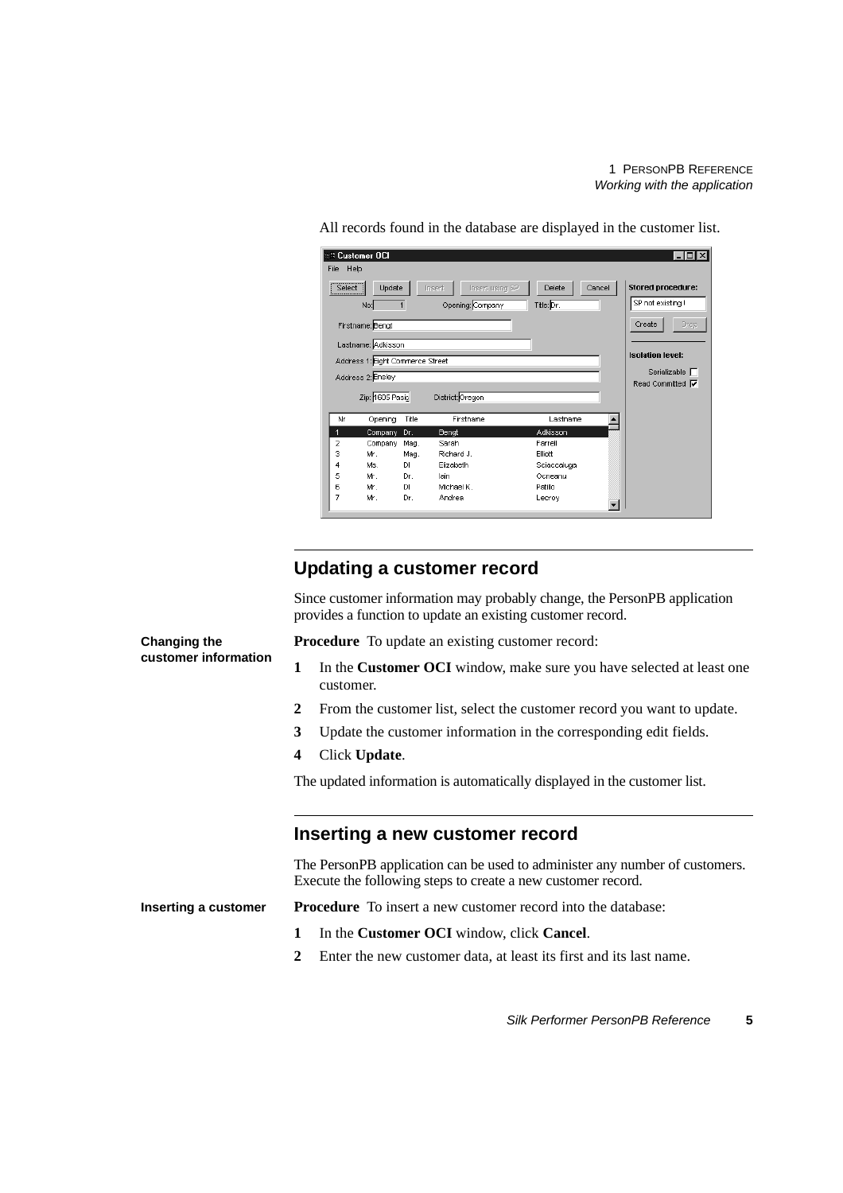All records found in the database are displayed in the customer list.

## Updating a customer record

Since customer information may probably change, the PersonPB application provides a function to update an existing customer record.

**Changing the customer information**

**Procedure** To update an existing customer record:

1. In the **Customer OCI** window, make sure you have selected at least one customer.
2. From the customer list, select the customer record you want to update.
3. Update the customer information in the corresponding edit fields.
4. Click **Update**.

The updated information is automatically displayed in the customer list.

## Inserting a new customer record

The PersonPB application can be used to administer any number of customers. Execute the following steps to create a new customer record.

**Inserting a customer**

**Procedure** To insert a new customer record into the database:

1. In the **Customer OCI** window, click **Cancel**.
2. Enter the new customer data, at least its first and its last name.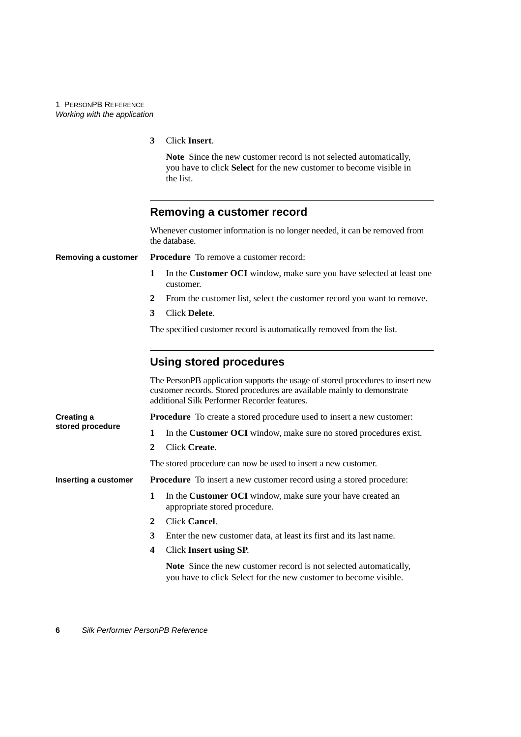3 Click **Insert**.

**Note** Since the new customer record is not selected automatically, you have to click **Select** for the new customer to become visible in the list.

## Removing a customer record

Whenever customer information is no longer needed, it can be removed from the database.

**Removing a customer**

**Procedure** To remove a customer record:

1. In the **Customer OCI** window, make sure you have selected at least one customer.
2. From the customer list, select the customer record you want to remove.
3. Click **Delete**.

The specified customer record is automatically removed from the list.

## Using stored procedures

The PersonPB application supports the usage of stored procedures to insert new customer records. Stored procedures are available mainly to demonstrate additional Silk Performer Recorder features.

**Creating a stored procedure**

**Procedure** To create a stored procedure used to insert a new customer:

1. In the **Customer OCI** window, make sure no stored procedures exist.
2. Click **Create**.

The stored procedure can now be used to insert a new customer.

**Inserting a customer**

**Procedure** To insert a new customer record using a stored procedure:

1. In the **Customer OCI** window, make sure your have created an appropriate stored procedure.
2. Click **Cancel**.
3. Enter the new customer data, at least its first and its last name.
4. Click **Insert using SP**.

**Note** Since the new customer record is not selected automatically, you have to click Select for the new customer to become visible.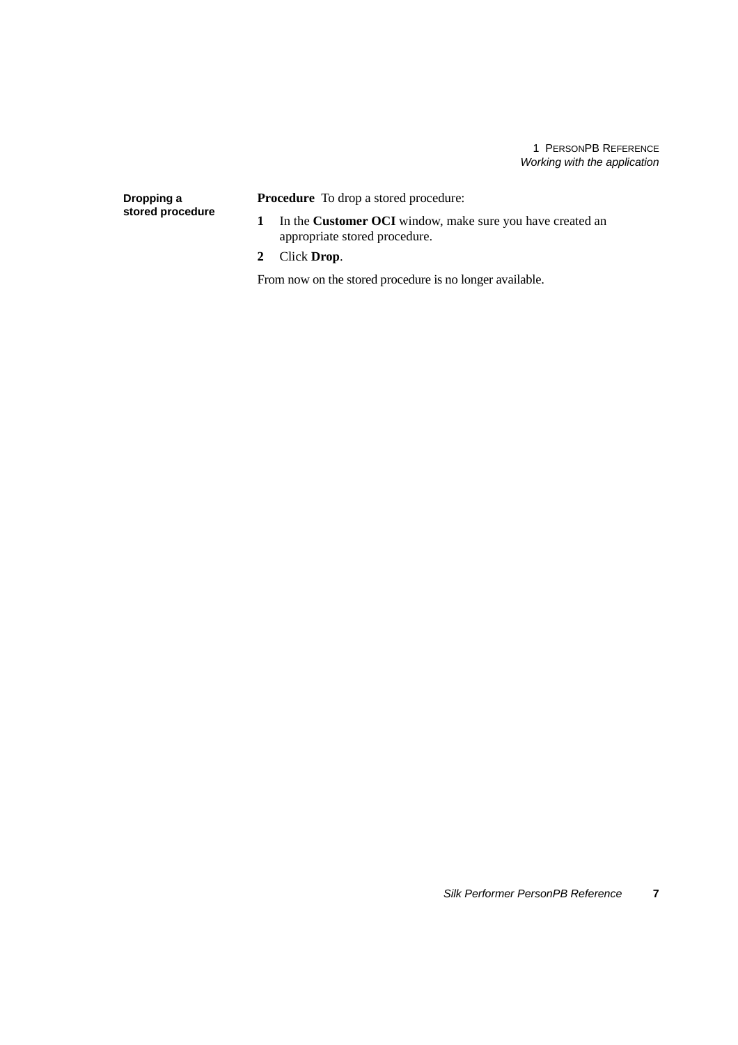#### Dropping a stored procedure

**Procedure** To drop a stored procedure:

1. In the **Customer OCI** window, make sure you have created an appropriate stored procedure.
2. Click **Drop**.

From now on the stored procedure is no longer available.